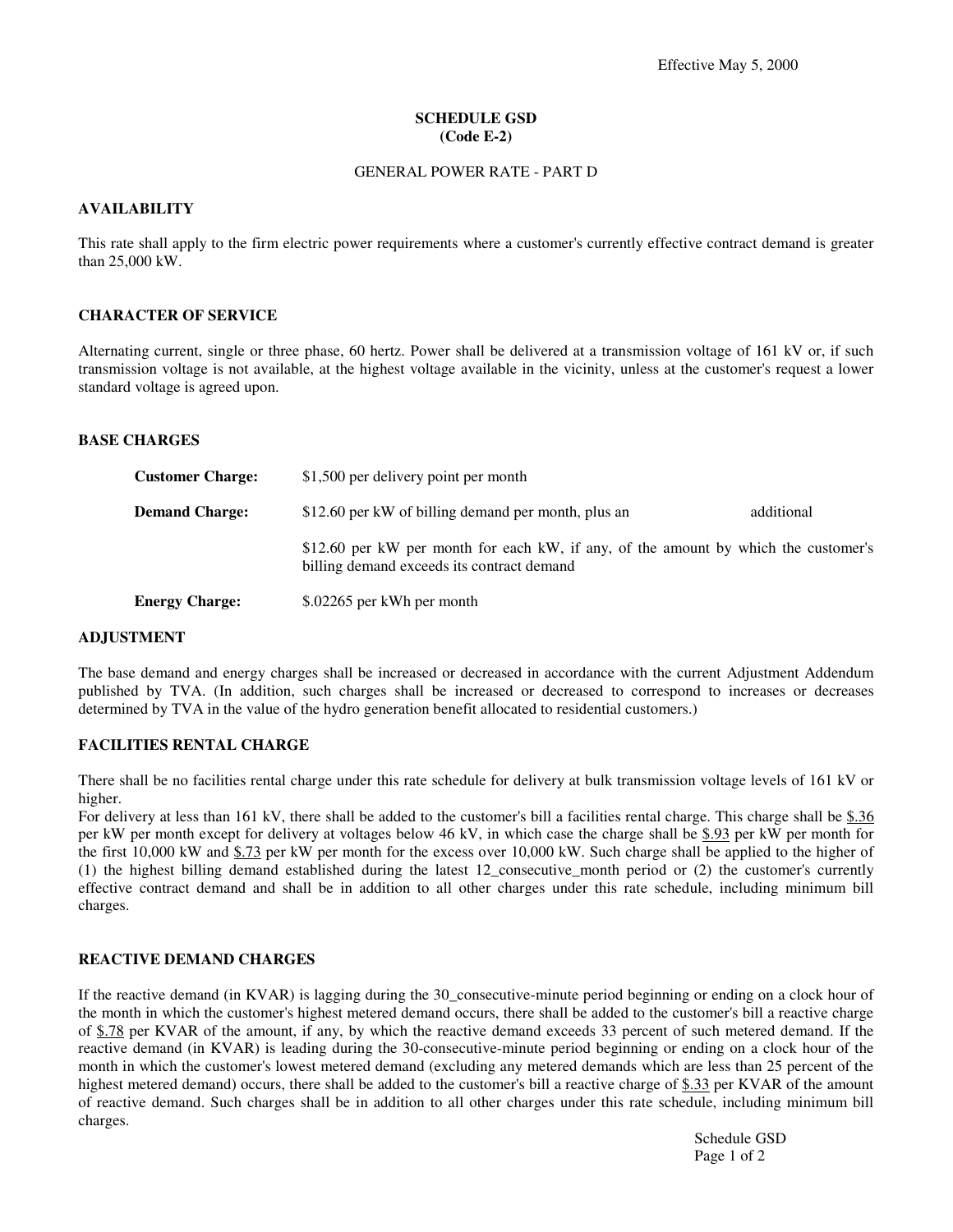Effective May 5, 2000

# SCHEDULE GSD
## (Code E-2)

### GENERAL POWER RATE - PART D

## AVAILABILITY

This rate shall apply to the firm electric power requirements where a customer's currently effective contract demand is greater than 25,000 kW.

## CHARACTER OF SERVICE

Alternating current, single or three phase, 60 hertz. Power shall be delivered at a transmission voltage of 161 kV or, if such transmission voltage is not available, at the highest voltage available in the vicinity, unless at the customer's request a lower standard voltage is agreed upon.

## BASE CHARGES

**Customer Charge:** $1,500 per delivery point per month

**Demand Charge:** $12.60 per kW of billing demand per month, plus an additional $12.60 per kW per month for each kW, if any, of the amount by which the customer's billing demand exceeds its contract demand

**Energy Charge:** $.02265 per kWh per month

## ADJUSTMENT

The base demand and energy charges shall be increased or decreased in accordance with the current Adjustment Addendum published by TVA. (In addition, such charges shall be increased or decreased to correspond to increases or decreases determined by TVA in the value of the hydro generation benefit allocated to residential customers.)

## FACILITIES RENTAL CHARGE

There shall be no facilities rental charge under this rate schedule for delivery at bulk transmission voltage levels of 161 kV or higher.

For delivery at less than 161 kV, there shall be added to the customer's bill a facilities rental charge. This charge shall be $.36 per kW per month except for delivery at voltages below 46 kV, in which case the charge shall be $.93 per kW per month for the first 10,000 kW and $.73 per kW per month for the excess over 10,000 kW. Such charge shall be applied to the higher of (1) the highest billing demand established during the latest 12_consecutive_month period or (2) the customer's currently effective contract demand and shall be in addition to all other charges under this rate schedule, including minimum bill charges.

## REACTIVE DEMAND CHARGES

If the reactive demand (in KVAR) is lagging during the 30_consecutive-minute period beginning or ending on a clock hour of the month in which the customer's highest metered demand occurs, there shall be added to the customer's bill a reactive charge of $.78 per KVAR of the amount, if any, by which the reactive demand exceeds 33 percent of such metered demand. If the reactive demand (in KVAR) is leading during the 30-consecutive-minute period beginning or ending on a clock hour of the month in which the customer's lowest metered demand (excluding any metered demands which are less than 25 percent of the highest metered demand) occurs, there shall be added to the customer's bill a reactive charge of $.33 per KVAR of the amount of reactive demand. Such charges shall be in addition to all other charges under this rate schedule, including minimum bill charges.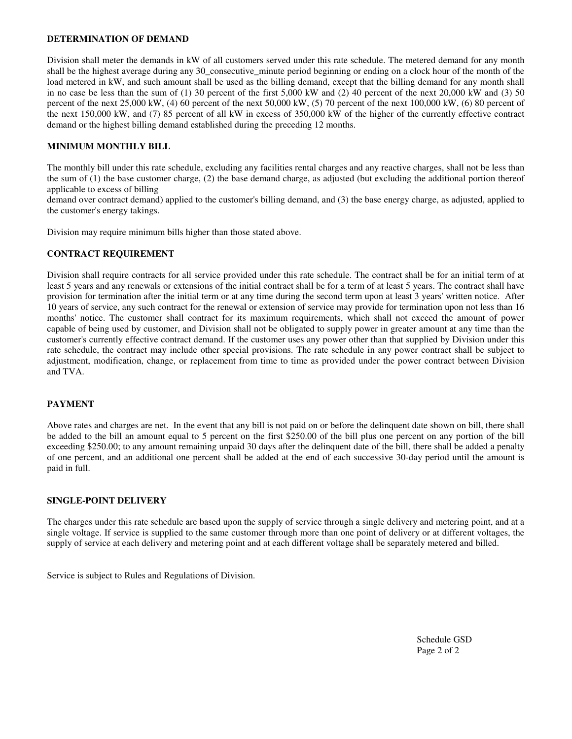### DETERMINATION OF DEMAND

Division shall meter the demands in kW of all customers served under this rate schedule. The metered demand for any month shall be the highest average during any 30_consecutive_minute period beginning or ending on a clock hour of the month of the load metered in kW, and such amount shall be used as the billing demand, except that the billing demand for any month shall in no case be less than the sum of (1) 30 percent of the first 5,000 kW and (2) 40 percent of the next 20,000 kW and (3) 50 percent of the next 25,000 kW, (4) 60 percent of the next 50,000 kW, (5) 70 percent of the next 100,000 kW, (6) 80 percent of the next 150,000 kW, and (7) 85 percent of all kW in excess of 350,000 kW of the higher of the currently effective contract demand or the highest billing demand established during the preceding 12 months.

### MINIMUM MONTHLY BILL

The monthly bill under this rate schedule, excluding any facilities rental charges and any reactive charges, shall not be less than the sum of (1) the base customer charge, (2) the base demand charge, as adjusted (but excluding the additional portion thereof applicable to excess of billing demand over contract demand) applied to the customer's billing demand, and (3) the base energy charge, as adjusted, applied to the customer's energy takings.

Division may require minimum bills higher than those stated above.

### CONTRACT REQUIREMENT

Division shall require contracts for all service provided under this rate schedule. The contract shall be for an initial term of at least 5 years and any renewals or extensions of the initial contract shall be for a term of at least 5 years. The contract shall have provision for termination after the initial term or at any time during the second term upon at least 3 years' written notice. After 10 years of service, any such contract for the renewal or extension of service may provide for termination upon not less than 16 months' notice. The customer shall contract for its maximum requirements, which shall not exceed the amount of power capable of being used by customer, and Division shall not be obligated to supply power in greater amount at any time than the customer's currently effective contract demand. If the customer uses any power other than that supplied by Division under this rate schedule, the contract may include other special provisions. The rate schedule in any power contract shall be subject to adjustment, modification, change, or replacement from time to time as provided under the power contract between Division and TVA.

### PAYMENT

Above rates and charges are net. In the event that any bill is not paid on or before the delinquent date shown on bill, there shall be added to the bill an amount equal to 5 percent on the first $250.00 of the bill plus one percent on any portion of the bill exceeding $250.00; to any amount remaining unpaid 30 days after the delinquent date of the bill, there shall be added a penalty of one percent, and an additional one percent shall be added at the end of each successive 30-day period until the amount is paid in full.

### SINGLE-POINT DELIVERY

The charges under this rate schedule are based upon the supply of service through a single delivery and metering point, and at a single voltage. If service is supplied to the same customer through more than one point of delivery or at different voltages, the supply of service at each delivery and metering point and at each different voltage shall be separately metered and billed.

Service is subject to Rules and Regulations of Division.

Schedule GSD